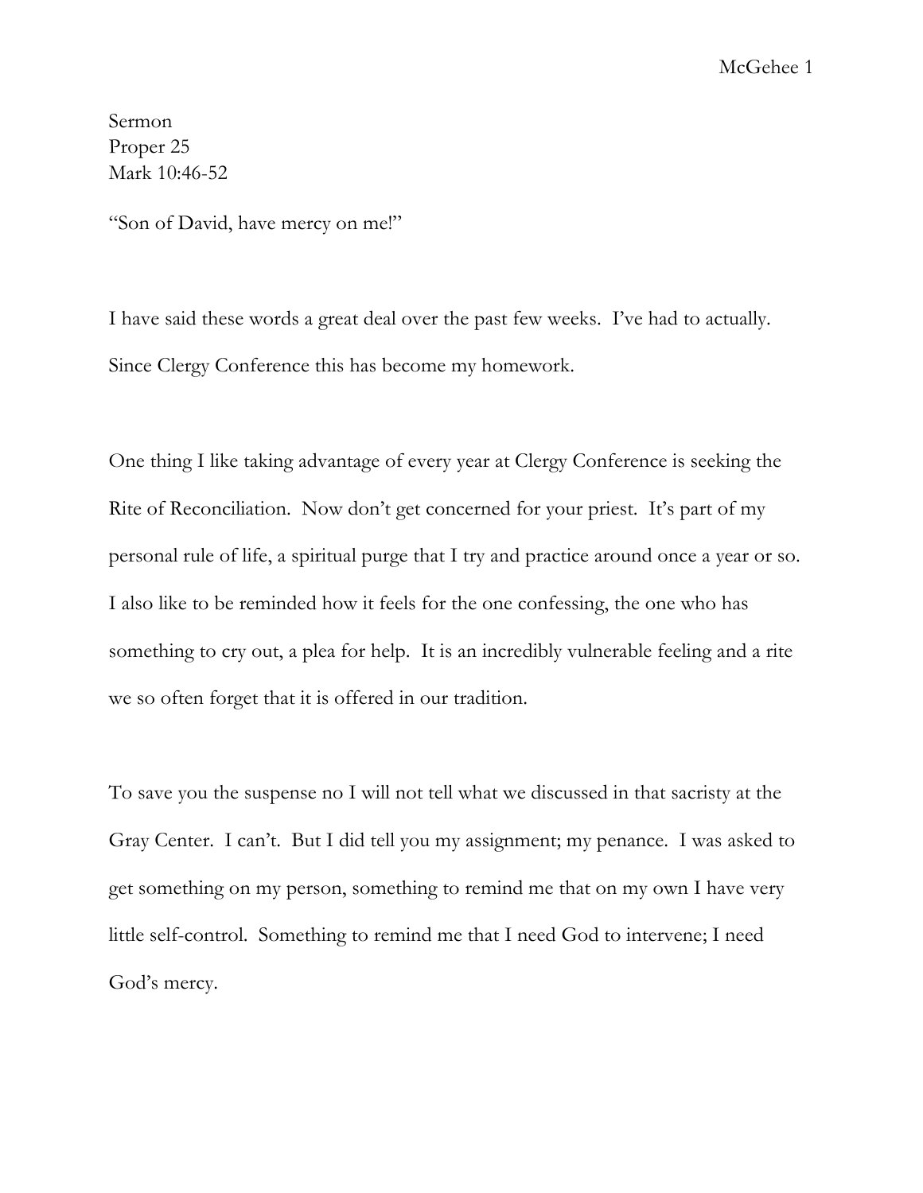Sermon
Proper 25
Mark 10:46-52

"Son of David, have mercy on me!"

I have said these words a great deal over the past few weeks. I've had to actually. Since Clergy Conference this has become my homework.

One thing I like taking advantage of every year at Clergy Conference is seeking the Rite of Reconciliation. Now don't get concerned for your priest. It's part of my personal rule of life, a spiritual purge that I try and practice around once a year or so. I also like to be reminded how it feels for the one confessing, the one who has something to cry out, a plea for help. It is an incredibly vulnerable feeling and a rite we so often forget that it is offered in our tradition.

To save you the suspense no I will not tell what we discussed in that sacristy at the Gray Center. I can't. But I did tell you my assignment; my penance. I was asked to get something on my person, something to remind me that on my own I have very little self-control. Something to remind me that I need God to intervene; I need God's mercy.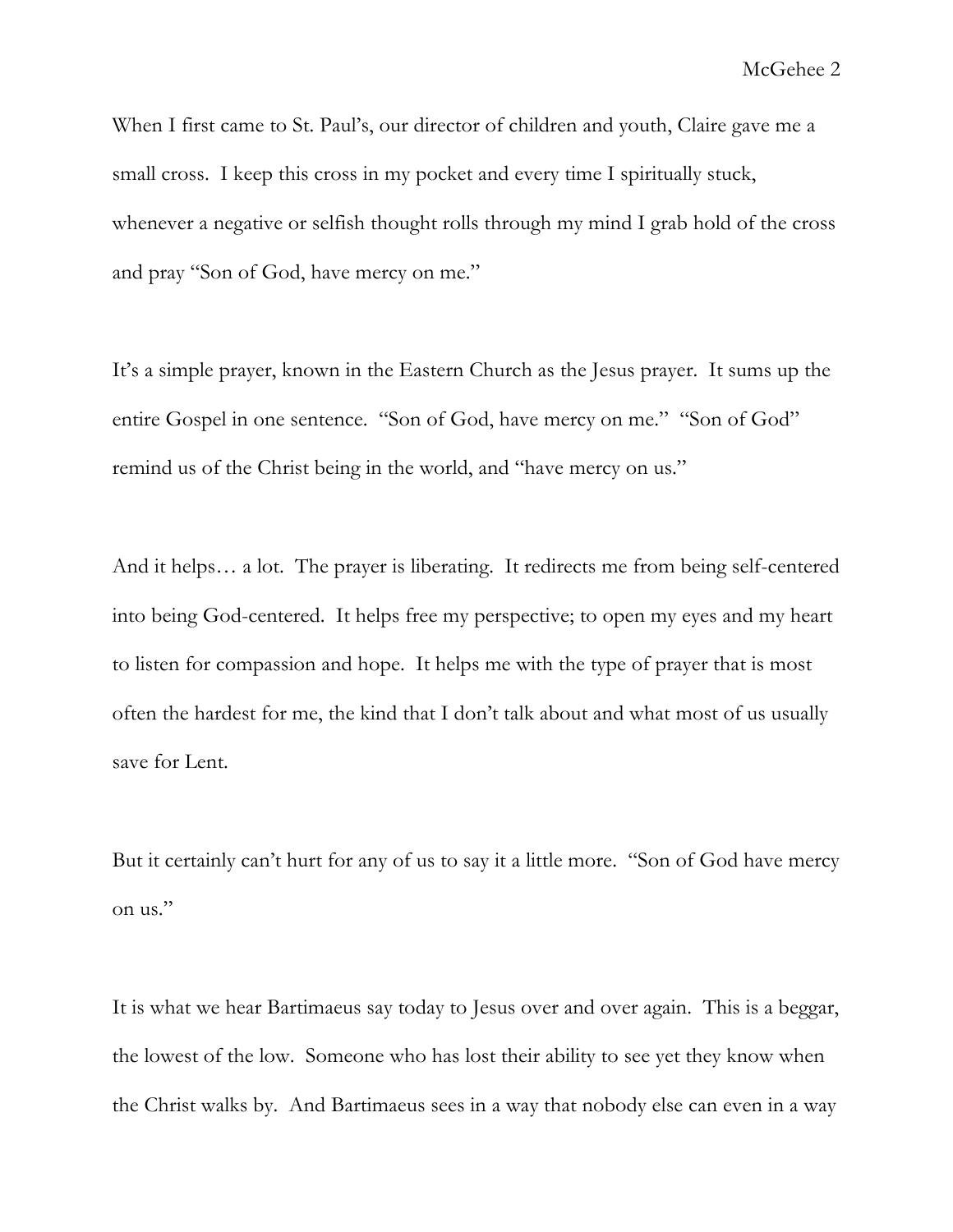When I first came to St. Paul's, our director of children and youth, Claire gave me a small cross. I keep this cross in my pocket and every time I spiritually stuck, whenever a negative or selfish thought rolls through my mind I grab hold of the cross and pray "Son of God, have mercy on me."

It's a simple prayer, known in the Eastern Church as the Jesus prayer. It sums up the entire Gospel in one sentence. "Son of God, have mercy on me." "Son of God" remind us of the Christ being in the world, and "have mercy on us."

And it helps… a lot. The prayer is liberating. It redirects me from being self-centered into being God-centered. It helps free my perspective; to open my eyes and my heart to listen for compassion and hope. It helps me with the type of prayer that is most often the hardest for me, the kind that I don't talk about and what most of us usually save for Lent.

But it certainly can't hurt for any of us to say it a little more. "Son of God have mercy on us."

It is what we hear Bartimaeus say today to Jesus over and over again. This is a beggar, the lowest of the low. Someone who has lost their ability to see yet they know when the Christ walks by. And Bartimaeus sees in a way that nobody else can even in a way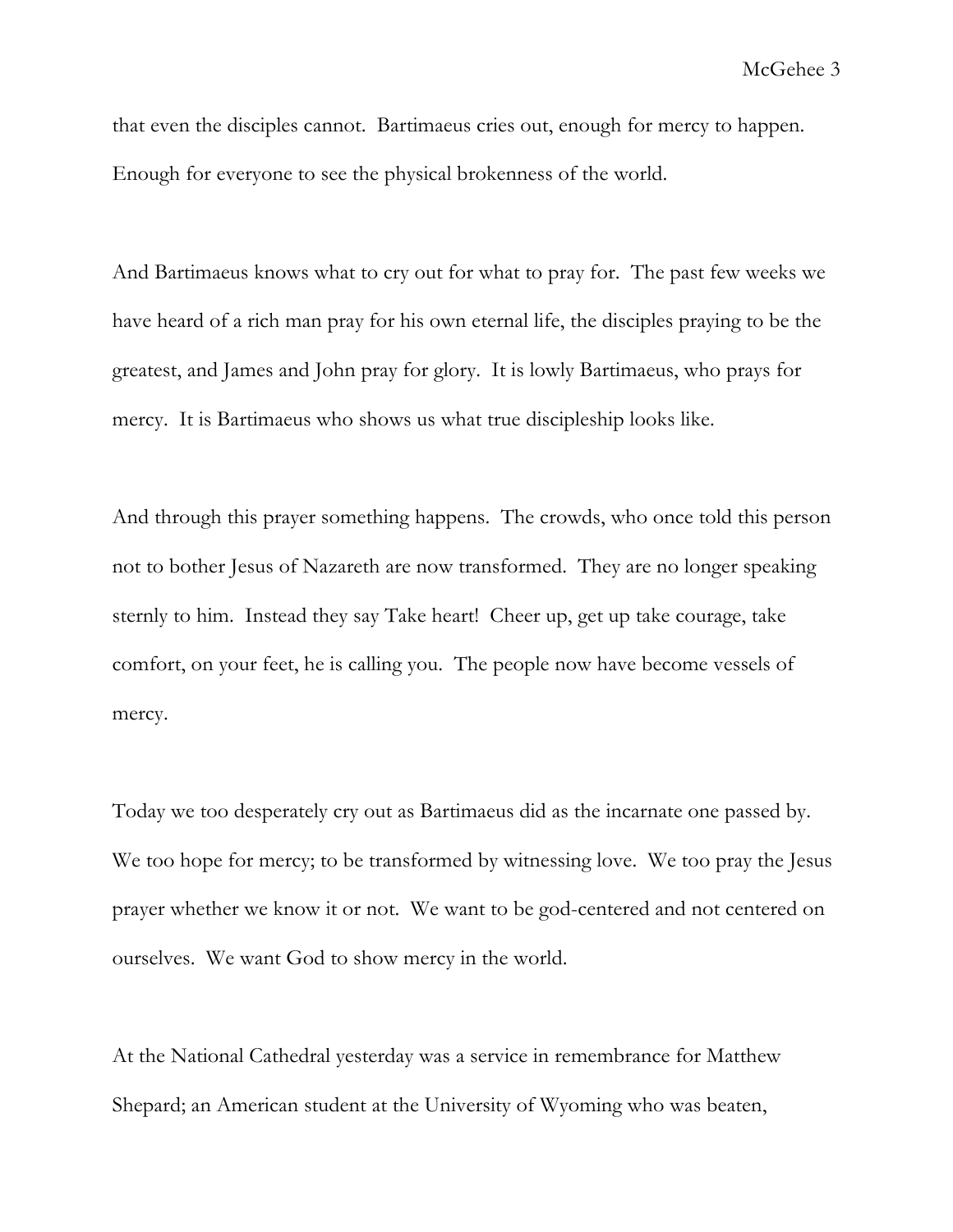that even the disciples cannot. Bartimaeus cries out, enough for mercy to happen. Enough for everyone to see the physical brokenness of the world.

And Bartimaeus knows what to cry out for what to pray for. The past few weeks we have heard of a rich man pray for his own eternal life, the disciples praying to be the greatest, and James and John pray for glory. It is lowly Bartimaeus, who prays for mercy. It is Bartimaeus who shows us what true discipleship looks like.

And through this prayer something happens. The crowds, who once told this person not to bother Jesus of Nazareth are now transformed. They are no longer speaking sternly to him. Instead they say Take heart! Cheer up, get up take courage, take comfort, on your feet, he is calling you. The people now have become vessels of mercy.

Today we too desperately cry out as Bartimaeus did as the incarnate one passed by. We too hope for mercy; to be transformed by witnessing love. We too pray the Jesus prayer whether we know it or not. We want to be god-centered and not centered on ourselves. We want God to show mercy in the world.

At the National Cathedral yesterday was a service in remembrance for Matthew Shepard; an American student at the University of Wyoming who was beaten,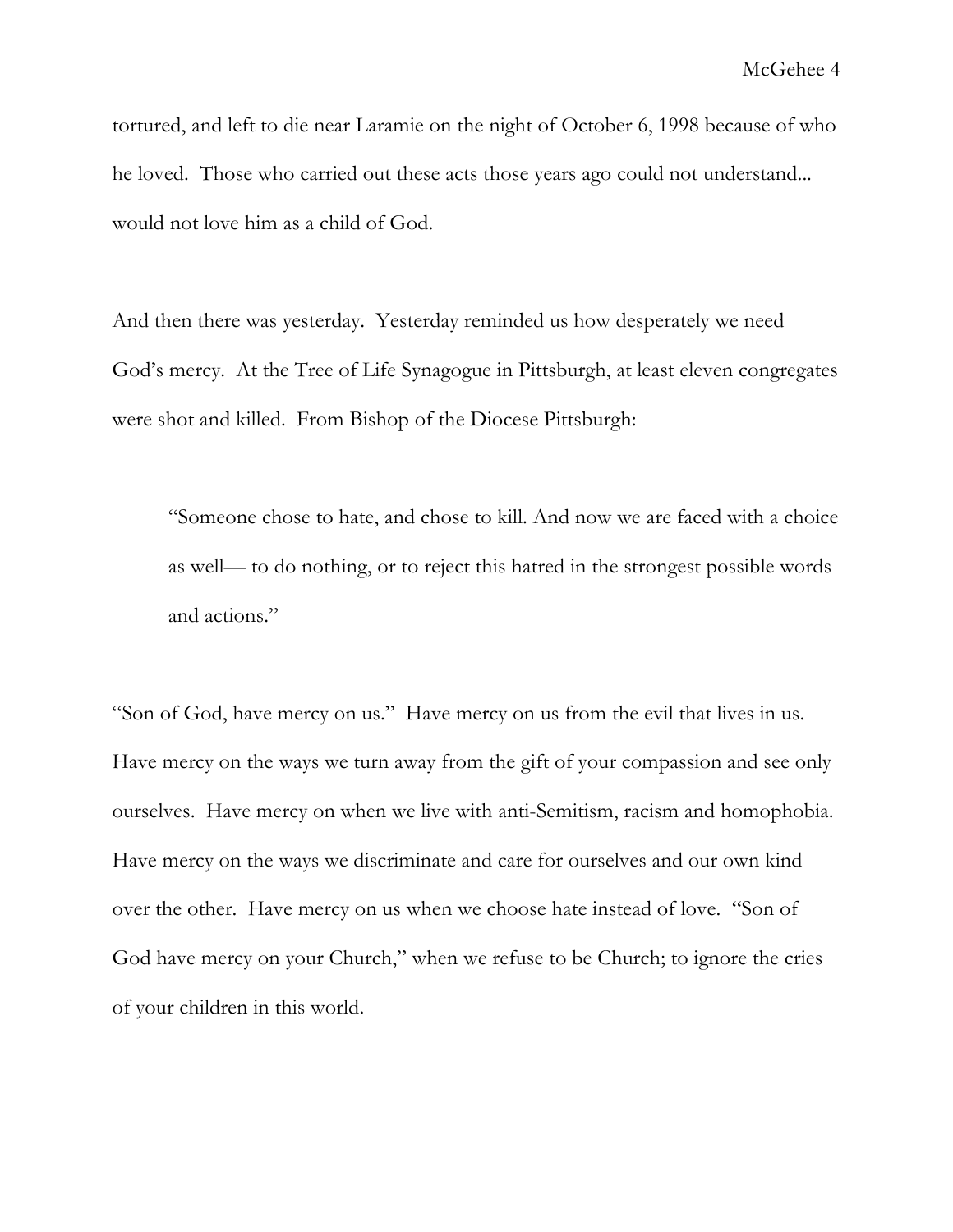tortured, and left to die near Laramie on the night of October 6, 1998 because of who he loved. Those who carried out these acts those years ago could not understand... would not love him as a child of God.

And then there was yesterday. Yesterday reminded us how desperately we need God's mercy. At the Tree of Life Synagogue in Pittsburgh, at least eleven congregates were shot and killed. From Bishop of the Diocese Pittsburgh:

> "Someone chose to hate, and chose to kill. And now we are faced with a choice as well— to do nothing, or to reject this hatred in the strongest possible words and actions."

"Son of God, have mercy on us." Have mercy on us from the evil that lives in us. Have mercy on the ways we turn away from the gift of your compassion and see only ourselves. Have mercy on when we live with anti-Semitism, racism and homophobia. Have mercy on the ways we discriminate and care for ourselves and our own kind over the other. Have mercy on us when we choose hate instead of love. "Son of God have mercy on your Church," when we refuse to be Church; to ignore the cries of your children in this world.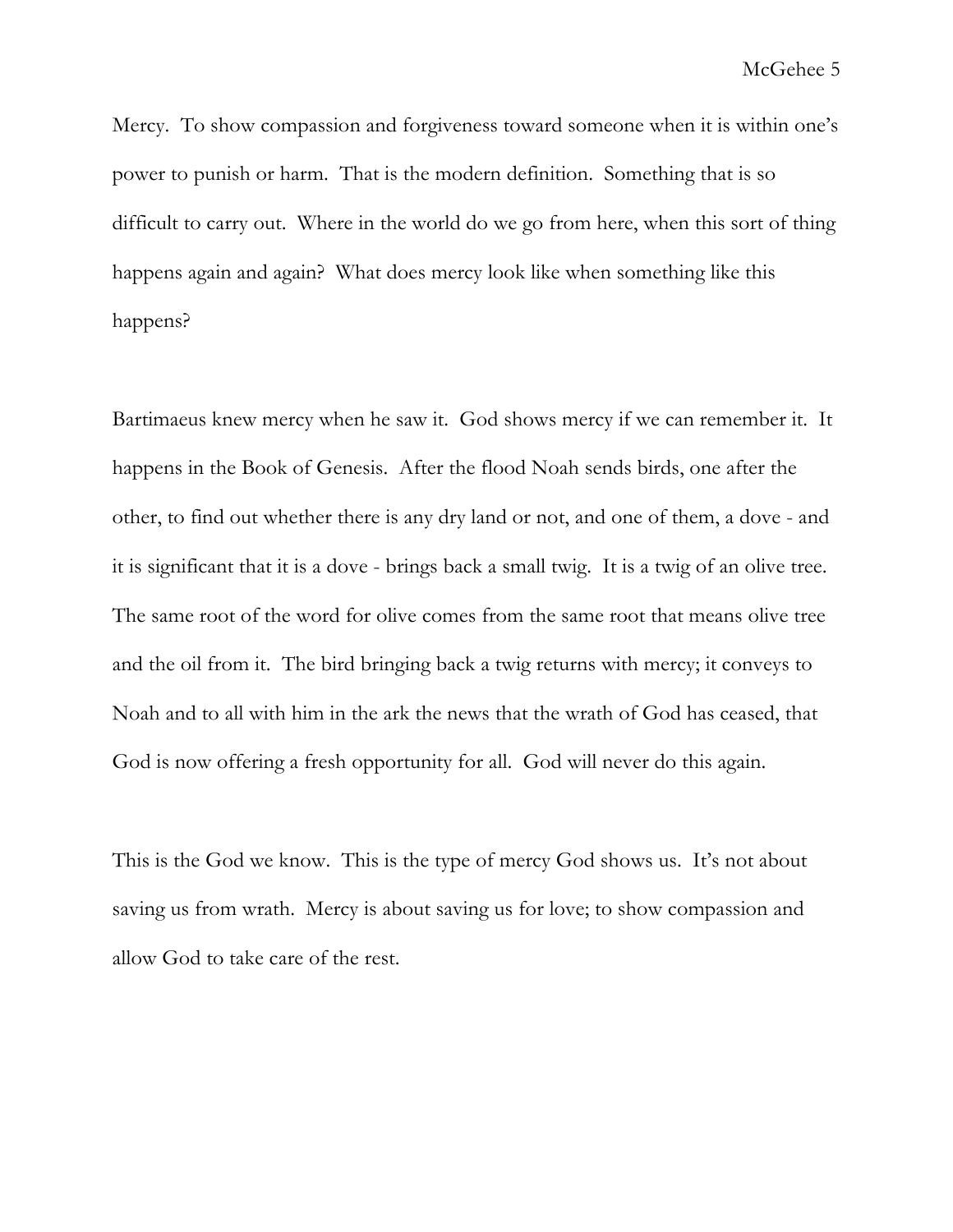Mercy. To show compassion and forgiveness toward someone when it is within one's power to punish or harm. That is the modern definition. Something that is so difficult to carry out. Where in the world do we go from here, when this sort of thing happens again and again? What does mercy look like when something like this happens?

Bartimaeus knew mercy when he saw it. God shows mercy if we can remember it. It happens in the Book of Genesis. After the flood Noah sends birds, one after the other, to find out whether there is any dry land or not, and one of them, a dove - and it is significant that it is a dove - brings back a small twig. It is a twig of an olive tree. The same root of the word for olive comes from the same root that means olive tree and the oil from it. The bird bringing back a twig returns with mercy; it conveys to Noah and to all with him in the ark the news that the wrath of God has ceased, that God is now offering a fresh opportunity for all. God will never do this again.

This is the God we know. This is the type of mercy God shows us. It's not about saving us from wrath. Mercy is about saving us for love; to show compassion and allow God to take care of the rest.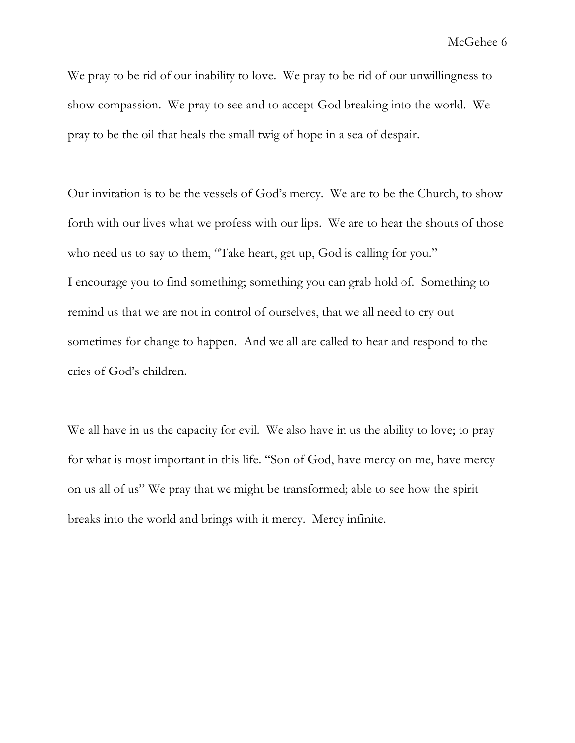We pray to be rid of our inability to love. We pray to be rid of our unwillingness to show compassion. We pray to see and to accept God breaking into the world. We pray to be the oil that heals the small twig of hope in a sea of despair.

Our invitation is to be the vessels of God's mercy. We are to be the Church, to show forth with our lives what we profess with our lips. We are to hear the shouts of those who need us to say to them, "Take heart, get up, God is calling for you."
I encourage you to find something; something you can grab hold of. Something to remind us that we are not in control of ourselves, that we all need to cry out sometimes for change to happen. And we all are called to hear and respond to the cries of God's children.

We all have in us the capacity for evil. We also have in us the ability to love; to pray for what is most important in this life. "Son of God, have mercy on me, have mercy on us all of us" We pray that we might be transformed; able to see how the spirit breaks into the world and brings with it mercy. Mercy infinite.